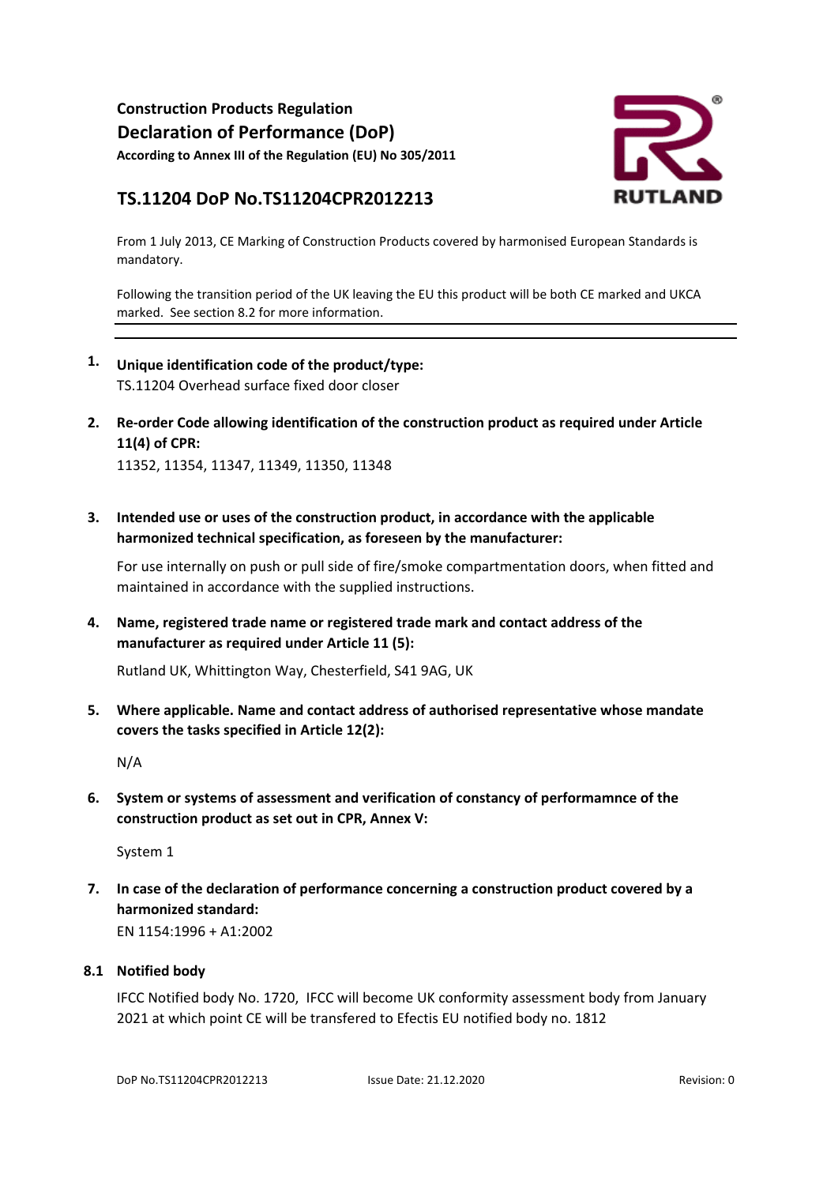**Construction Products Regulation**

# Declaration of Performance (DoP)

**According to Annex III of the Regulation (EU) No 305/2011**

RUTLAND

## TS.11204 DoP No.TS11204CPR2012213

From 1 July 2013, CE Marking of Construction Products covered by harmonised European Standards is mandatory.

Following the transition period of the UK leaving the EU this product will be both CE marked and UKCA marked. See section 8.2 for more information.

---

**1. Unique identification code of the product/type:**

TS.11204 Overhead surface fixed door closer

**2. Re-order Code allowing identification of the construction product as required under Article 11(4) of CPR:**

11352, 11354, 11347, 11349, 11350, 11348

**3. Intended use or uses of the construction product, in accordance with the applicable harmonized technical specification, as foreseen by the manufacturer:**

For use internally on push or pull side of fire/smoke compartmentation doors, when fitted and maintained in accordance with the supplied instructions.

**4. Name, registered trade name or registered trade mark and contact address of the manufacturer as required under Article 11 (5):**

Rutland UK, Whittington Way, Chesterfield, S41 9AG, UK

**5. Where applicable. Name and contact address of authorised representative whose mandate covers the tasks specified in Article 12(2):**

N/A

**6. System or systems of assessment and verification of constancy of performamnce of the construction product as set out in CPR, Annex V:**

System 1

**7. In case of the declaration of performance concerning a construction product covered by a harmonized standard:**

EN 1154:1996 + A1:2002

**8.1 Notified body**

IFCC Notified body No. 1720, IFCC will become UK conformity assessment body from January 2021 at which point CE will be transfered to Efectis EU notified body no. 1812

DoP No.TS11204CPR2012213 Issue Date: 21.12.2020 Revision: 0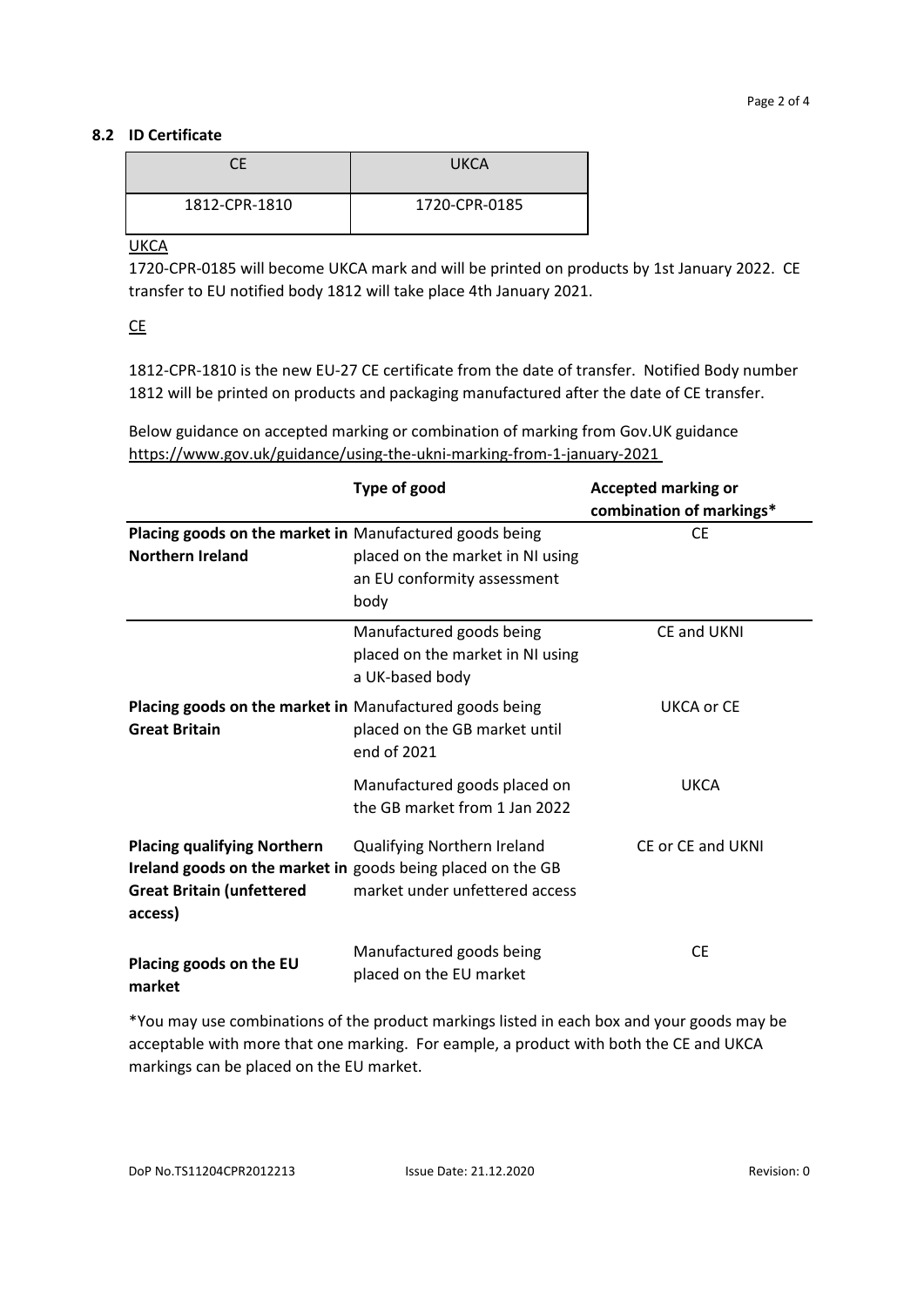### 8.2 ID Certificate

| CE | UKCA |
|---|---|
| 1812-CPR-1810 | 1720-CPR-0185 |

UKCA

1720-CPR-0185 will become UKCA mark and will be printed on products by 1st January 2022. CE transfer to EU notified body 1812 will take place 4th January 2021.

CE

1812-CPR-1810 is the new EU-27 CE certificate from the date of transfer. Notified Body number 1812 will be printed on products and packaging manufactured after the date of CE transfer.

Below guidance on accepted marking or combination of marking from Gov.UK guidance https://www.gov.uk/guidance/using-the-ukni-marking-from-1-january-2021

| | **Type of good** | **Accepted marking or combination of markings*** |
|---|---|---|
| **Placing goods on the market in Northern Ireland** | Manufactured goods being placed on the market in NI using an EU conformity assessment body | CE |
| | Manufactured goods being placed on the market in NI using a UK-based body | CE and UKNI |
| **Placing goods on the market in Great Britain** | Manufactured goods being placed on the GB market until end of 2021 | UKCA or CE |
| | Manufactured goods placed on the GB market from 1 Jan 2022 | UKCA |
| **Placing qualifying Northern Ireland goods on the market in Great Britain (unfettered access)** | Qualifying Northern Ireland goods being placed on the GB market under unfettered access | CE or CE and UKNI |
| **Placing goods on the EU market** | Manufactured goods being placed on the EU market | CE |

*You may use combinations of the product markings listed in each box and your goods may be acceptable with more that one marking. For eample, a product with both the CE and UKCA markings can be placed on the EU market.

DoP No.TS11204CPR2012213 Issue Date: 21.12.2020 Revision: 0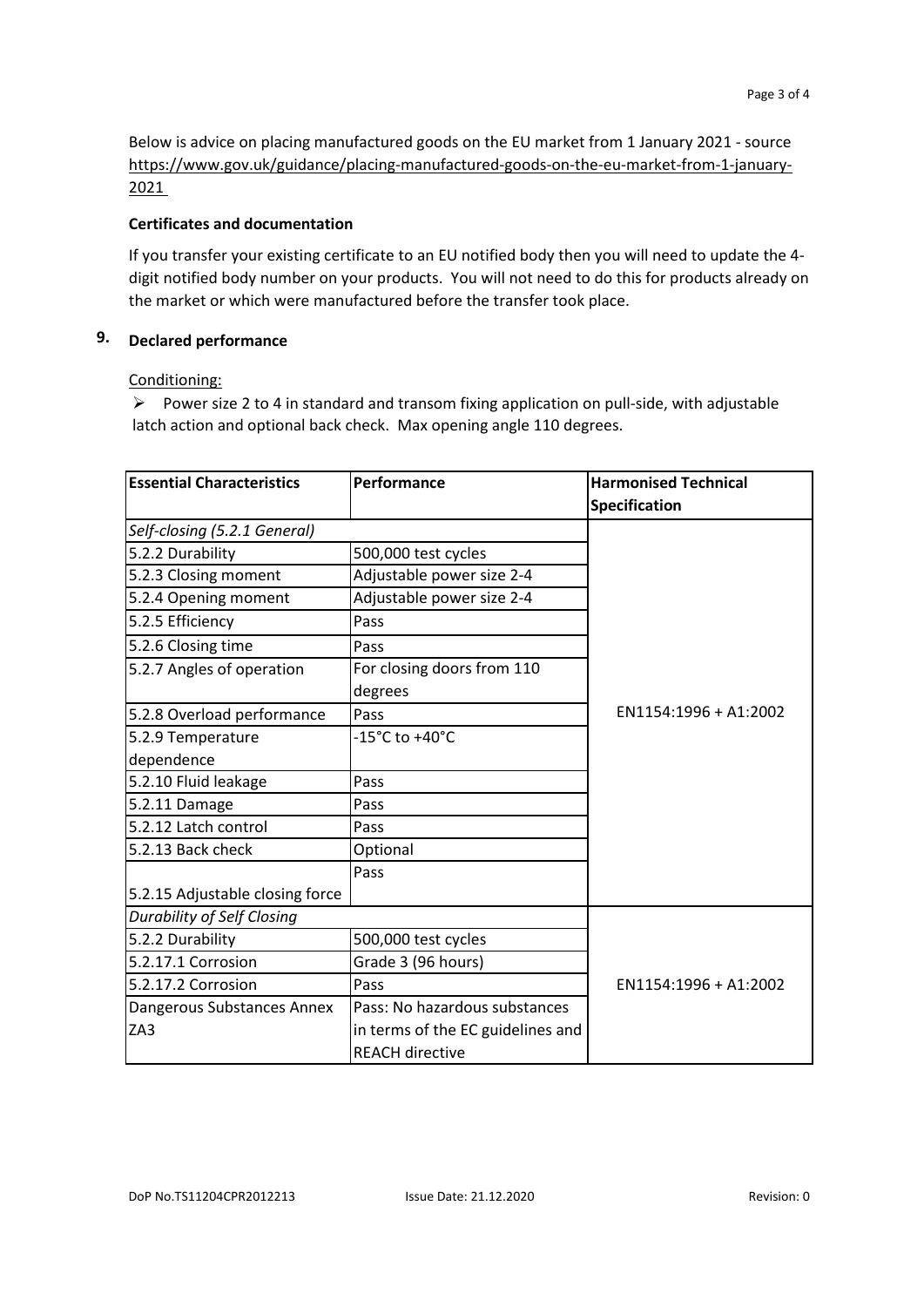Below is advice on placing manufactured goods on the EU market from 1 January 2021 - source https://www.gov.uk/guidance/placing-manufactured-goods-on-the-eu-market-from-1-january-2021

**Certificates and documentation**

If you transfer your existing certificate to an EU notified body then you will need to update the 4-digit notified body number on your products. You will not need to do this for products already on the market or which were manufactured before the transfer took place.

## 9. Declared performance

Conditioning:

- Power size 2 to 4 in standard and transom fixing application on pull-side, with adjustable latch action and optional back check. Max opening angle 110 degrees.

| Essential Characteristics | Performance | Harmonised Technical Specification |
|---|---|---|
| *Self-closing (5.2.1 General)* | | EN1154:1996 + A1:2002 |
| 5.2.2 Durability | 500,000 test cycles | |
| 5.2.3 Closing moment | Adjustable power size 2-4 | |
| 5.2.4 Opening moment | Adjustable power size 2-4 | |
| 5.2.5 Efficiency | Pass | |
| 5.2.6 Closing time | Pass | |
| 5.2.7 Angles of operation | For closing doors from 110 degrees | |
| 5.2.8 Overload performance | Pass | |
| 5.2.9 Temperature dependence | -15°C to +40°C | |
| 5.2.10 Fluid leakage | Pass | |
| 5.2.11 Damage | Pass | |
| 5.2.12 Latch control | Pass | |
| 5.2.13 Back check | Optional | |
| 5.2.15 Adjustable closing force | Pass | |
| *Durability of Self Closing* | | EN1154:1996 + A1:2002 |
| 5.2.2 Durability | 500,000 test cycles | |
| 5.2.17.1 Corrosion | Grade 3 (96 hours) | |
| 5.2.17.2 Corrosion | Pass | |
| Dangerous Substances Annex ZA3 | Pass: No hazardous substances in terms of the EC guidelines and REACH directive | |

DoP No.TS11204CPR2012213 Issue Date: 21.12.2020 Revision: 0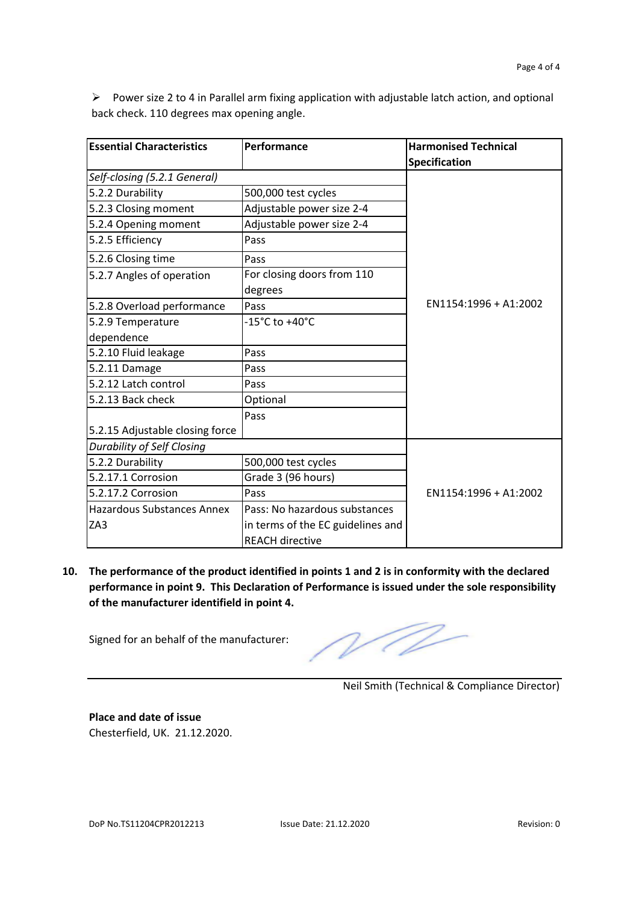- ➢ Power size 2 to 4 in Parallel arm fixing application with adjustable latch action, and optional back check. 110 degrees max opening angle.

| **Essential Characteristics** | **Performance** | **Harmonised Technical Specification** |
|---|---|---|
| *Self-closing (5.2.1 General)* | | EN1154:1996 + A1:2002 |
| 5.2.2 Durability | 500,000 test cycles | |
| 5.2.3 Closing moment | Adjustable power size 2-4 | |
| 5.2.4 Opening moment | Adjustable power size 2-4 | |
| 5.2.5 Efficiency | Pass | |
| 5.2.6 Closing time | Pass | |
| 5.2.7 Angles of operation | For closing doors from 110 degrees | |
| 5.2.8 Overload performance | Pass | |
| 5.2.9 Temperature dependence | -15°C to +40°C | |
| 5.2.10 Fluid leakage | Pass | |
| 5.2.11 Damage | Pass | |
| 5.2.12 Latch control | Pass | |
| 5.2.13 Back check | Optional | |
| 5.2.15 Adjustable closing force | Pass | |
| *Durability of Self Closing* | | EN1154:1996 + A1:2002 |
| 5.2.2 Durability | 500,000 test cycles | |
| 5.2.17.1 Corrosion | Grade 3 (96 hours) | |
| 5.2.17.2 Corrosion | Pass | |
| Hazardous Substances Annex ZA3 | Pass: No hazardous substances in terms of the EC guidelines and REACH directive | |

**10. The performance of the product identified in points 1 and 2 is in conformity with the declared performance in point 9. This Declaration of Performance is issued under the sole responsibility of the manufacturer identifield in point 4.**

Signed for an behalf of the manufacturer:

Neil Smith (Technical & Compliance Director)

**Place and date of issue**
Chesterfield, UK. 21.12.2020.

DoP No.TS11204CPR2012213 Issue Date: 21.12.2020 Revision: 0